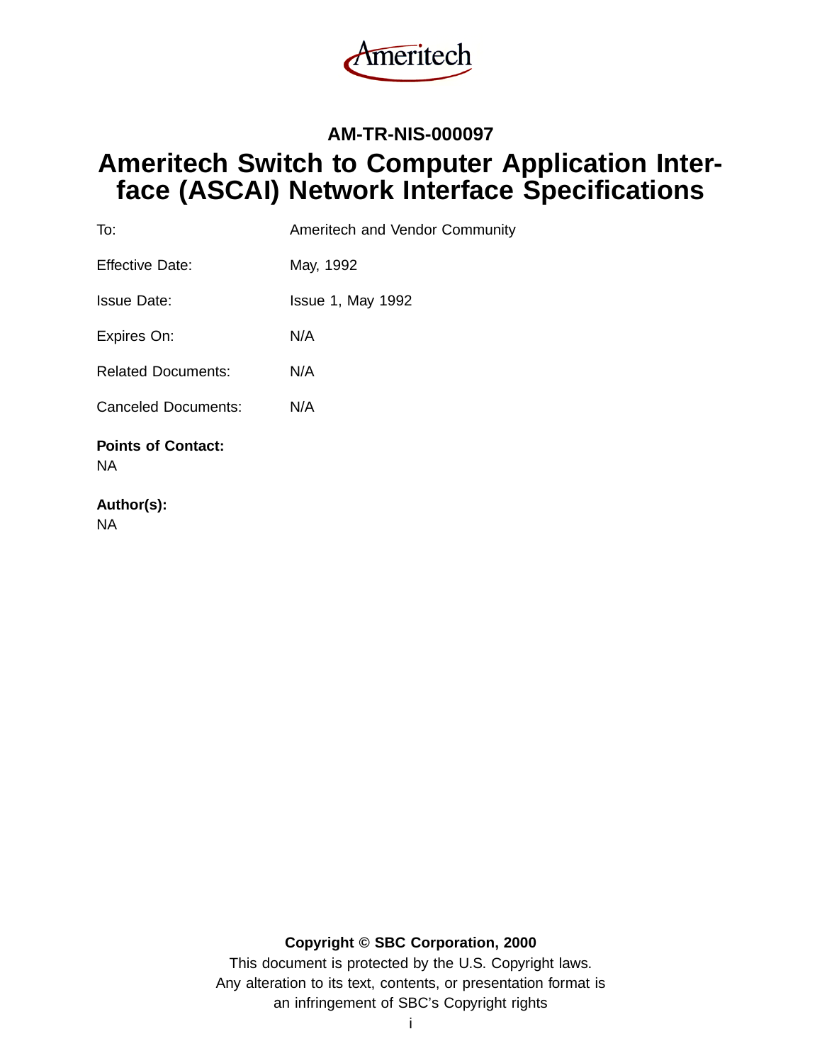Ameritech

**AM-TR-NIS-000097**

# Ameritech Switch to Computer Application Interface (ASCAI) Network Interface Specifications

| | |
|---|---|
| To: | Ameritech and Vendor Community |
| Effective Date: | May, 1992 |
| Issue Date: | Issue 1, May 1992 |
| Expires On: | N/A |
| Related Documents: | N/A |
| Canceled Documents: | N/A |

**Points of Contact:**
NA

**Author(s):**
NA

**Copyright © SBC Corporation, 2000**

This document is protected by the U.S. Copyright laws.
Any alteration to its text, contents, or presentation format is an infringement of SBC's Copyright rights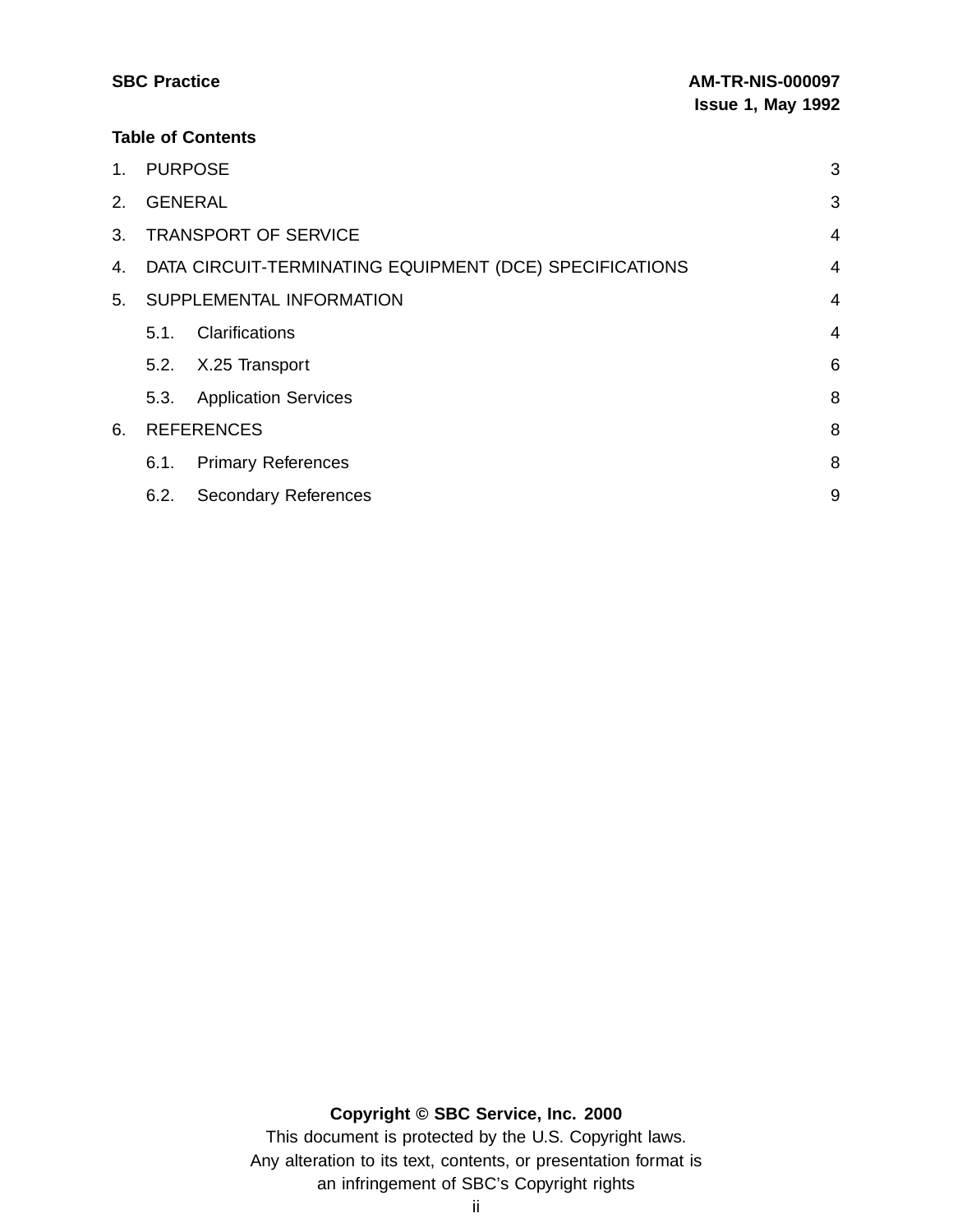**Table of Contents**

1. PURPOSE 3
2. GENERAL 3
3. TRANSPORT OF SERVICE 4
4. DATA CIRCUIT-TERMINATING EQUIPMENT (DCE) SPECIFICATIONS 4
5. SUPPLEMENTAL INFORMATION 4
   - 5.1. Clarifications 4
   - 5.2. X.25 Transport 6
   - 5.3. Application Services 8
6. REFERENCES 8
   - 6.1. Primary References 8
   - 6.2. Secondary References 9

**Copyright © SBC Service, Inc. 2000**

This document is protected by the U.S. Copyright laws.
Any alteration to its text, contents, or presentation format is an infringement of SBC's Copyright rights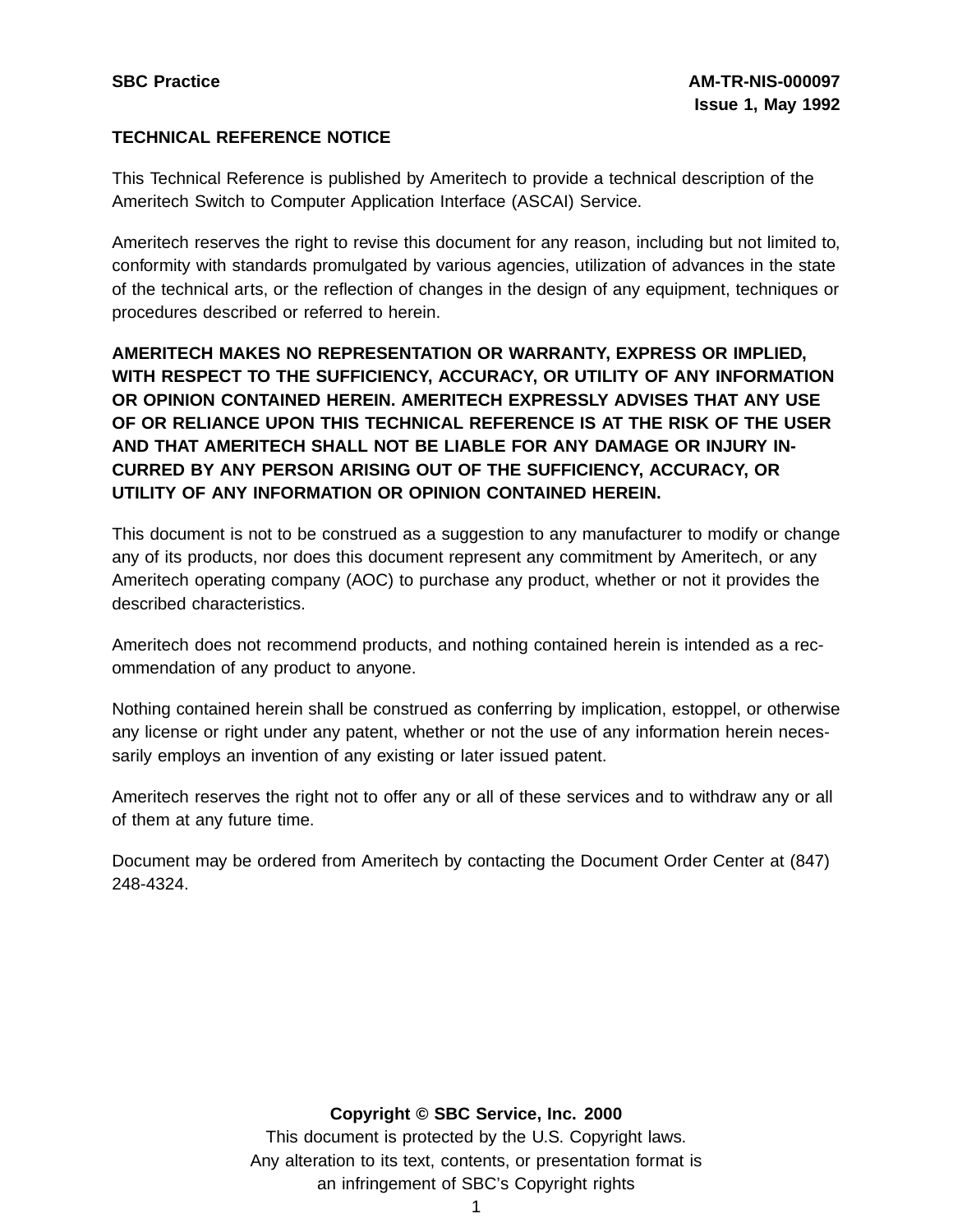**TECHNICAL REFERENCE NOTICE**

This Technical Reference is published by Ameritech to provide a technical description of the Ameritech Switch to Computer Application Interface (ASCAI) Service.

Ameritech reserves the right to revise this document for any reason, including but not limited to, conformity with standards promulgated by various agencies, utilization of advances in the state of the technical arts, or the reflection of changes in the design of any equipment, techniques or procedures described or referred to herein.

**AMERITECH MAKES NO REPRESENTATION OR WARRANTY, EXPRESS OR IMPLIED, WITH RESPECT TO THE SUFFICIENCY, ACCURACY, OR UTILITY OF ANY INFORMATION OR OPINION CONTAINED HEREIN. AMERITECH EXPRESSLY ADVISES THAT ANY USE OF OR RELIANCE UPON THIS TECHNICAL REFERENCE IS AT THE RISK OF THE USER AND THAT AMERITECH SHALL NOT BE LIABLE FOR ANY DAMAGE OR INJURY INCURRED BY ANY PERSON ARISING OUT OF THE SUFFICIENCY, ACCURACY, OR UTILITY OF ANY INFORMATION OR OPINION CONTAINED HEREIN.**

This document is not to be construed as a suggestion to any manufacturer to modify or change any of its products, nor does this document represent any commitment by Ameritech, or any Ameritech operating company (AOC) to purchase any product, whether or not it provides the described characteristics.

Ameritech does not recommend products, and nothing contained herein is intended as a recommendation of any product to anyone.

Nothing contained herein shall be construed as conferring by implication, estoppel, or otherwise any license or right under any patent, whether or not the use of any information herein necessarily employs an invention of any existing or later issued patent.

Ameritech reserves the right not to offer any or all of these services and to withdraw any or all of them at any future time.

Document may be ordered from Ameritech by contacting the Document Order Center at (847) 248-4324.

**Copyright © SBC Service, Inc. 2000**

This document is protected by the U.S. Copyright laws.
Any alteration to its text, contents, or presentation format is
an infringement of SBC's Copyright rights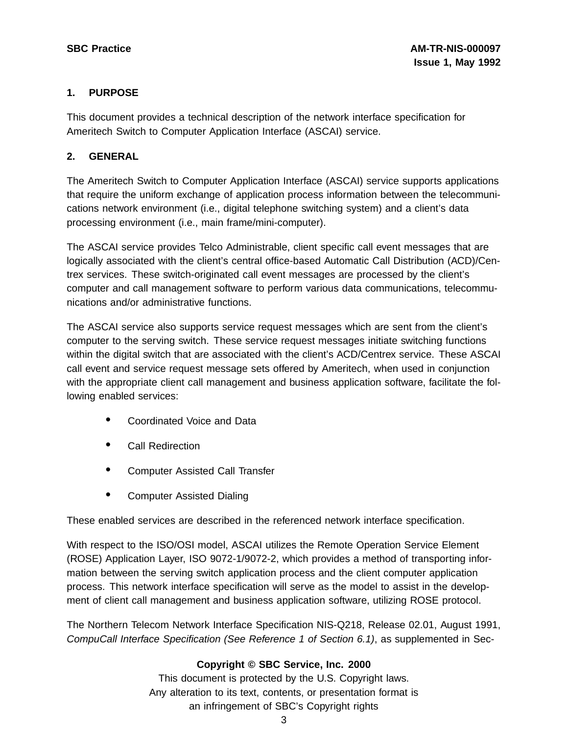## 1. PURPOSE

This document provides a technical description of the network interface specification for Ameritech Switch to Computer Application Interface (ASCAI) service.

## 2. GENERAL

The Ameritech Switch to Computer Application Interface (ASCAI) service supports applications that require the uniform exchange of application process information between the telecommunications network environment (i.e., digital telephone switching system) and a client's data processing environment (i.e., main frame/mini-computer).

The ASCAI service provides Telco Administrable, client specific call event messages that are logically associated with the client's central office-based Automatic Call Distribution (ACD)/Centrex services. These switch-originated call event messages are processed by the client's computer and call management software to perform various data communications, telecommunications and/or administrative functions.

The ASCAI service also supports service request messages which are sent from the client's computer to the serving switch. These service request messages initiate switching functions within the digital switch that are associated with the client's ACD/Centrex service. These ASCAI call event and service request message sets offered by Ameritech, when used in conjunction with the appropriate client call management and business application software, facilitate the following enabled services:

- Coordinated Voice and Data
- Call Redirection
- Computer Assisted Call Transfer
- Computer Assisted Dialing

These enabled services are described in the referenced network interface specification.

With respect to the ISO/OSI model, ASCAI utilizes the Remote Operation Service Element (ROSE) Application Layer, ISO 9072-1/9072-2, which provides a method of transporting information between the serving switch application process and the client computer application process. This network interface specification will serve as the model to assist in the development of client call management and business application software, utilizing ROSE protocol.

The Northern Telecom Network Interface Specification NIS-Q218, Release 02.01, August 1991, *CompuCall Interface Specification (See Reference 1 of Section 6.1)*, as supplemented in Sec-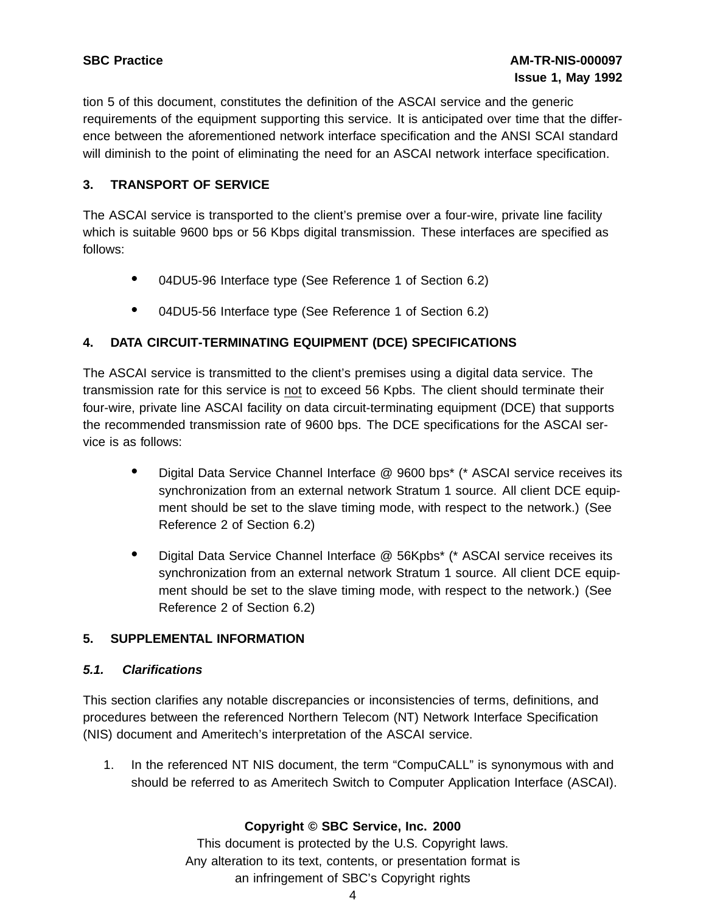tion 5 of this document, constitutes the definition of the ASCAI service and the generic requirements of the equipment supporting this service. It is anticipated over time that the difference between the aforementioned network interface specification and the ANSI SCAI standard will diminish to the point of eliminating the need for an ASCAI network interface specification.

## 3. TRANSPORT OF SERVICE

The ASCAI service is transported to the client's premise over a four-wire, private line facility which is suitable 9600 bps or 56 Kbps digital transmission. These interfaces are specified as follows:

- 04DU5-96 Interface type (See Reference 1 of Section 6.2)
- 04DU5-56 Interface type (See Reference 1 of Section 6.2)

## 4. DATA CIRCUIT-TERMINATING EQUIPMENT (DCE) SPECIFICATIONS

The ASCAI service is transmitted to the client's premises using a digital data service. The transmission rate for this service is <u>not</u> to exceed 56 Kpbs. The client should terminate their four-wire, private line ASCAI facility on data circuit-terminating equipment (DCE) that supports the recommended transmission rate of 9600 bps. The DCE specifications for the ASCAI service is as follows:

- Digital Data Service Channel Interface @ 9600 bps* (* ASCAI service receives its synchronization from an external network Stratum 1 source. All client DCE equipment should be set to the slave timing mode, with respect to the network.) (See Reference 2 of Section 6.2)
- Digital Data Service Channel Interface @ 56Kpbs* (* ASCAI service receives its synchronization from an external network Stratum 1 source. All client DCE equipment should be set to the slave timing mode, with respect to the network.) (See Reference 2 of Section 6.2)

## 5. SUPPLEMENTAL INFORMATION

### *5.1. Clarifications*

This section clarifies any notable discrepancies or inconsistencies of terms, definitions, and procedures between the referenced Northern Telecom (NT) Network Interface Specification (NIS) document and Ameritech's interpretation of the ASCAI service.

1. In the referenced NT NIS document, the term “CompuCALL” is synonymous with and should be referred to as Ameritech Switch to Computer Application Interface (ASCAI).

**Copyright © SBC Service, Inc. 2000**
This document is protected by the U.S. Copyright laws.
Any alteration to its text, contents, or presentation format is
an infringement of SBC's Copyright rights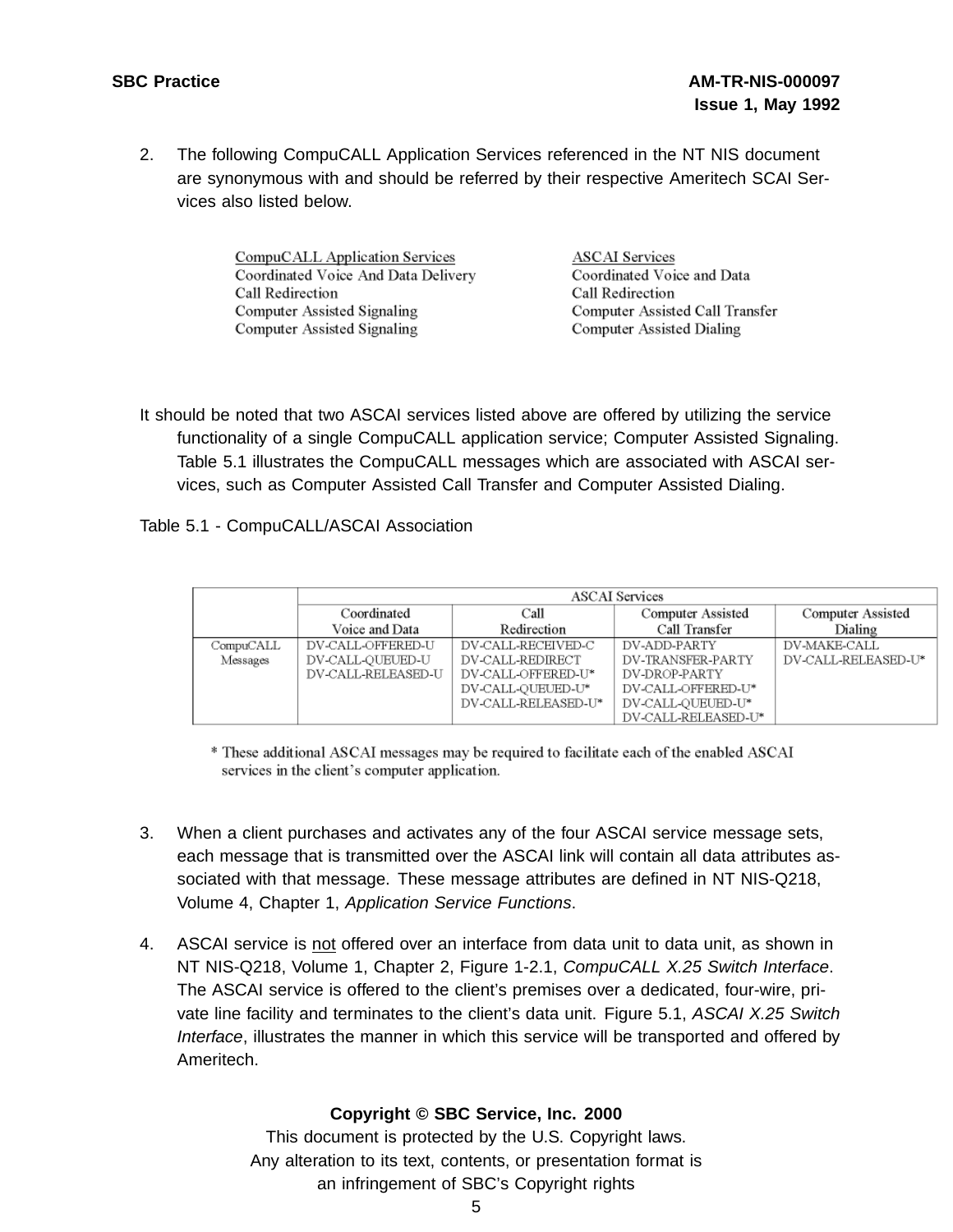2. The following CompuCALL Application Services referenced in the NT NIS document are synonymous with and should be referred by their respective Ameritech SCAI Services also listed below.

| CompuCALL Application Services | ASCAI Services |
| --- | --- |
| Coordinated Voice And Data Delivery | Coordinated Voice and Data |
| Call Redirection | Call Redirection |
| Computer Assisted Signaling | Computer Assisted Call Transfer |
| Computer Assisted Signaling | Computer Assisted Dialing |

It should be noted that two ASCAI services listed above are offered by utilizing the service functionality of a single CompuCALL application service; Computer Assisted Signaling. Table 5.1 illustrates the CompuCALL messages which are associated with ASCAI services, such as Computer Assisted Call Transfer and Computer Assisted Dialing.

Table 5.1 - CompuCALL/ASCAI Association

| | ASCAI Services | | | |
| --- | --- | --- | --- | --- |
| | Coordinated Voice and Data | Call Redirection | Computer Assisted Call Transfer | Computer Assisted Dialing |
| CompuCALL Messages | DV-CALL-OFFERED-U<br>DV-CALL-QUEUED-U<br>DV-CALL-RELEASED-U | DV-CALL-RECEIVED-C<br>DV-CALL-REDIRECT<br>DV-CALL-OFFERED-U*<br>DV-CALL-QUEUED-U*<br>DV-CALL-RELEASED-U* | DV-ADD-PARTY<br>DV-TRANSFER-PARTY<br>DV-DROP-PARTY<br>DV-CALL-OFFERED-U*<br>DV-CALL-QUEUED-U*<br>DV-CALL-RELEASED-U* | DV-MAKE-CALL<br>DV-CALL-RELEASED-U* |

\* These additional ASCAI messages may be required to facilitate each of the enabled ASCAI services in the client's computer application.

3. When a client purchases and activates any of the four ASCAI service message sets, each message that is transmitted over the ASCAI link will contain all data attributes associated with that message. These message attributes are defined in NT NIS-Q218, Volume 4, Chapter 1, *Application Service Functions*.

4. ASCAI service is <u>not</u> offered over an interface from data unit to data unit, as shown in NT NIS-Q218, Volume 1, Chapter 2, Figure 1-2.1, *CompuCALL X.25 Switch Interface*. The ASCAI service is offered to the client's premises over a dedicated, four-wire, private line facility and terminates to the client's data unit. Figure 5.1, *ASCAI X.25 Switch Interface*, illustrates the manner in which this service will be transported and offered by Ameritech.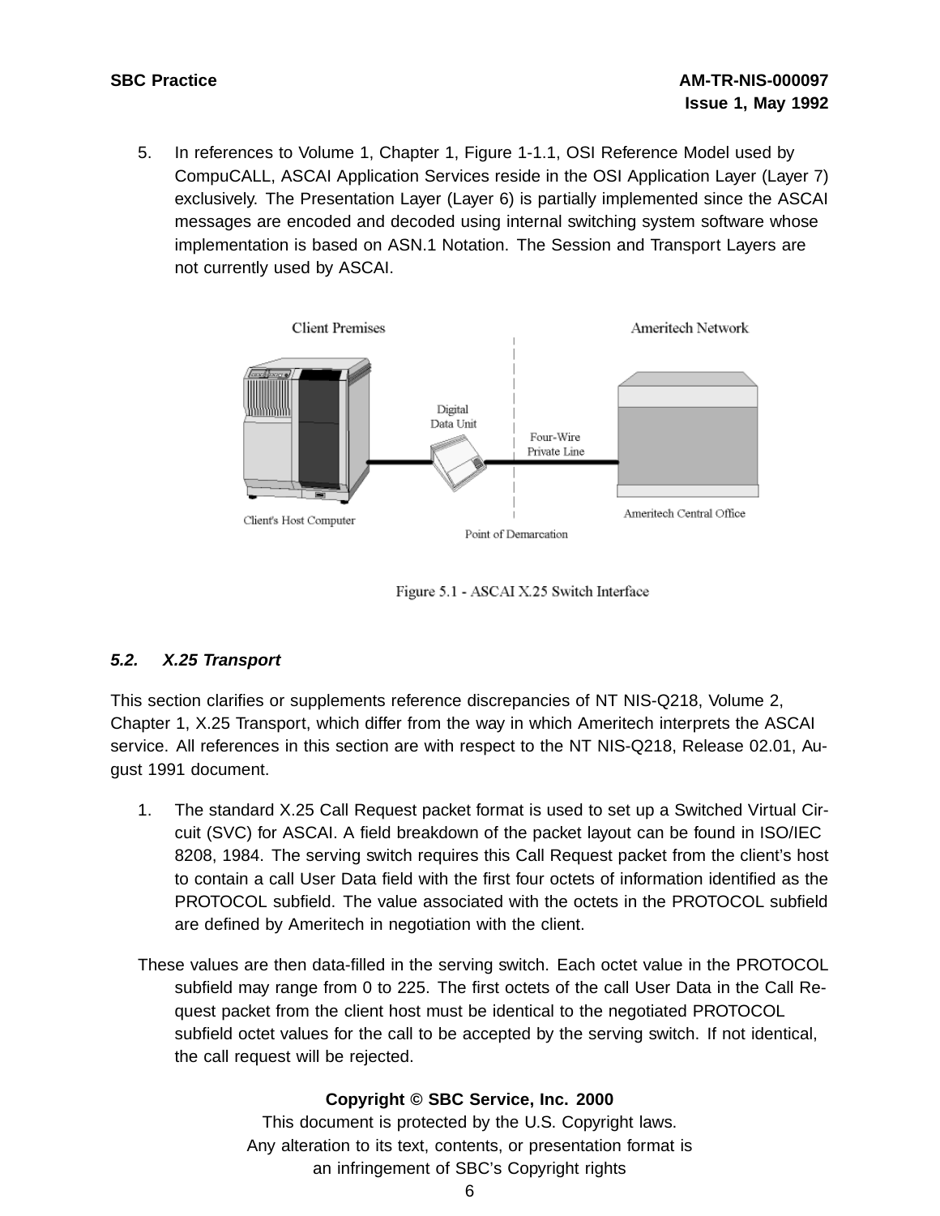5. In references to Volume 1, Chapter 1, Figure 1-1.1, OSI Reference Model used by CompuCALL, ASCAI Application Services reside in the OSI Application Layer (Layer 7) exclusively. The Presentation Layer (Layer 6) is partially implemented since the ASCAI messages are encoded and decoded using internal switching system software whose implementation is based on ASN.1 Notation. The Session and Transport Layers are not currently used by ASCAI.

Client Premises | Ameritech Network

Client's Host Computer — Digital Data Unit — Four-Wire Private Line — Ameritech Central Office

Point of Demarcation

Figure 5.1 - ASCAI X.25 Switch Interface

### *5.2. X.25 Transport*

This section clarifies or supplements reference discrepancies of NT NIS-Q218, Volume 2, Chapter 1, X.25 Transport, which differ from the way in which Ameritech interprets the ASCAI service. All references in this section are with respect to the NT NIS-Q218, Release 02.01, August 1991 document.

1. The standard X.25 Call Request packet format is used to set up a Switched Virtual Circuit (SVC) for ASCAI. A field breakdown of the packet layout can be found in ISO/IEC 8208, 1984. The serving switch requires this Call Request packet from the client's host to contain a call User Data field with the first four octets of information identified as the PROTOCOL subfield. The value associated with the octets in the PROTOCOL subfield are defined by Ameritech in negotiation with the client.

These values are then data-filled in the serving switch. Each octet value in the PROTOCOL subfield may range from 0 to 225. The first octets of the call User Data in the Call Request packet from the client host must be identical to the negotiated PROTOCOL subfield octet values for the call to be accepted by the serving switch. If not identical, the call request will be rejected.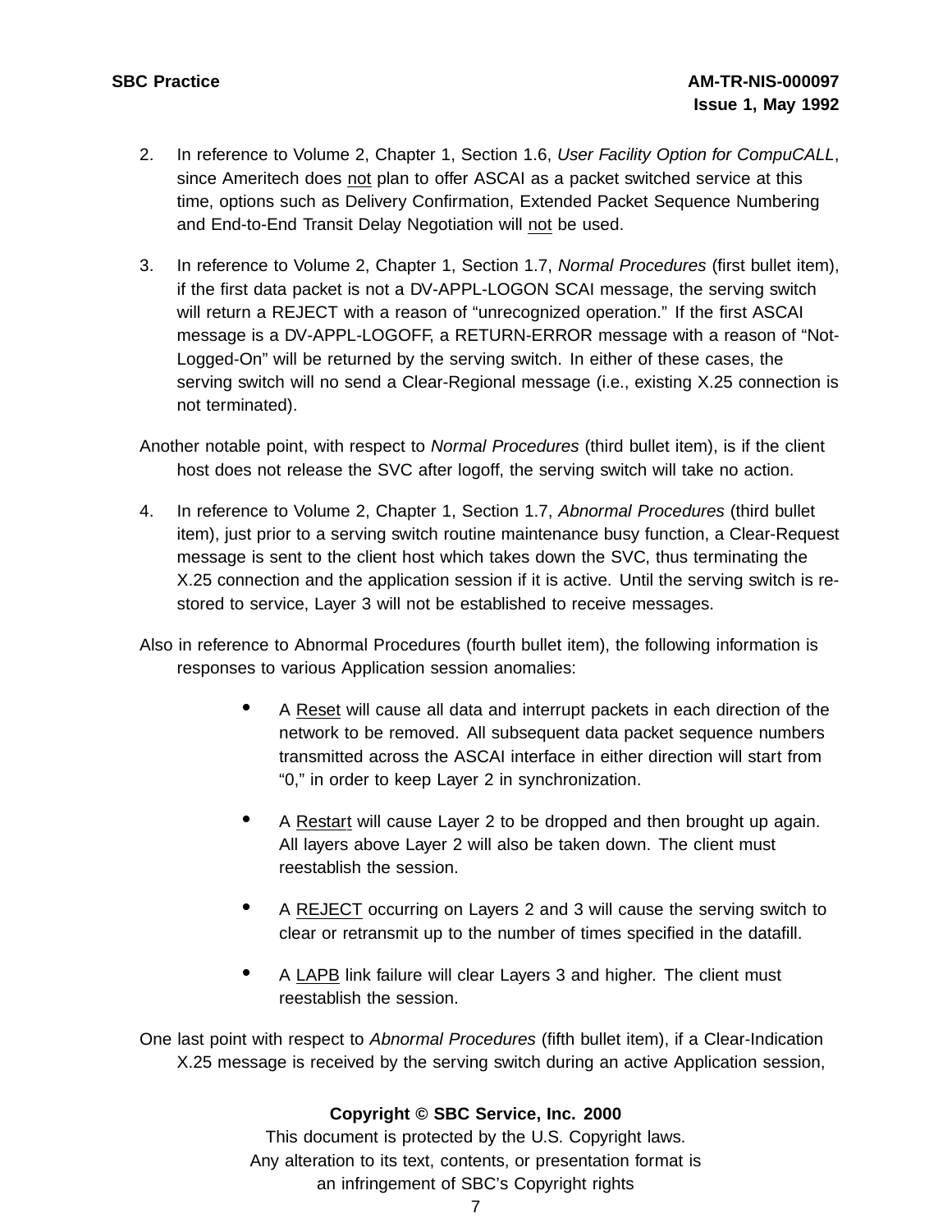2. In reference to Volume 2, Chapter 1, Section 1.6, *User Facility Option for CompuCALL*, since Ameritech does <u>not</u> plan to offer ASCAI as a packet switched service at this time, options such as Delivery Confirmation, Extended Packet Sequence Numbering and End-to-End Transit Delay Negotiation will <u>not</u> be used.

3. In reference to Volume 2, Chapter 1, Section 1.7, *Normal Procedures* (first bullet item), if the first data packet is not a DV-APPL-LOGON SCAI message, the serving switch will return a REJECT with a reason of “unrecognized operation.” If the first ASCAI message is a DV-APPL-LOGOFF, a RETURN-ERROR message with a reason of “Not-Logged-On” will be returned by the serving switch. In either of these cases, the serving switch will no send a Clear-Regional message (i.e., existing X.25 connection is not terminated).

Another notable point, with respect to *Normal Procedures* (third bullet item), is if the client host does not release the SVC after logoff, the serving switch will take no action.

4. In reference to Volume 2, Chapter 1, Section 1.7, *Abnormal Procedures* (third bullet item), just prior to a serving switch routine maintenance busy function, a Clear-Request message is sent to the client host which takes down the SVC, thus terminating the X.25 connection and the application session if it is active. Until the serving switch is re-stored to service, Layer 3 will not be established to receive messages.

Also in reference to Abnormal Procedures (fourth bullet item), the following information is responses to various Application session anomalies:

- A <u>Reset</u> will cause all data and interrupt packets in each direction of the network to be removed. All subsequent data packet sequence numbers transmitted across the ASCAI interface in either direction will start from “0,” in order to keep Layer 2 in synchronization.

- A <u>Restart</u> will cause Layer 2 to be dropped and then brought up again. All layers above Layer 2 will also be taken down. The client must reestablish the session.

- A <u>REJECT</u> occurring on Layers 2 and 3 will cause the serving switch to clear or retransmit up to the number of times specified in the datafill.

- A <u>LAPB</u> link failure will clear Layers 3 and higher. The client must reestablish the session.

One last point with respect to *Abnormal Procedures* (fifth bullet item), if a Clear-Indication X.25 message is received by the serving switch during an active Application session,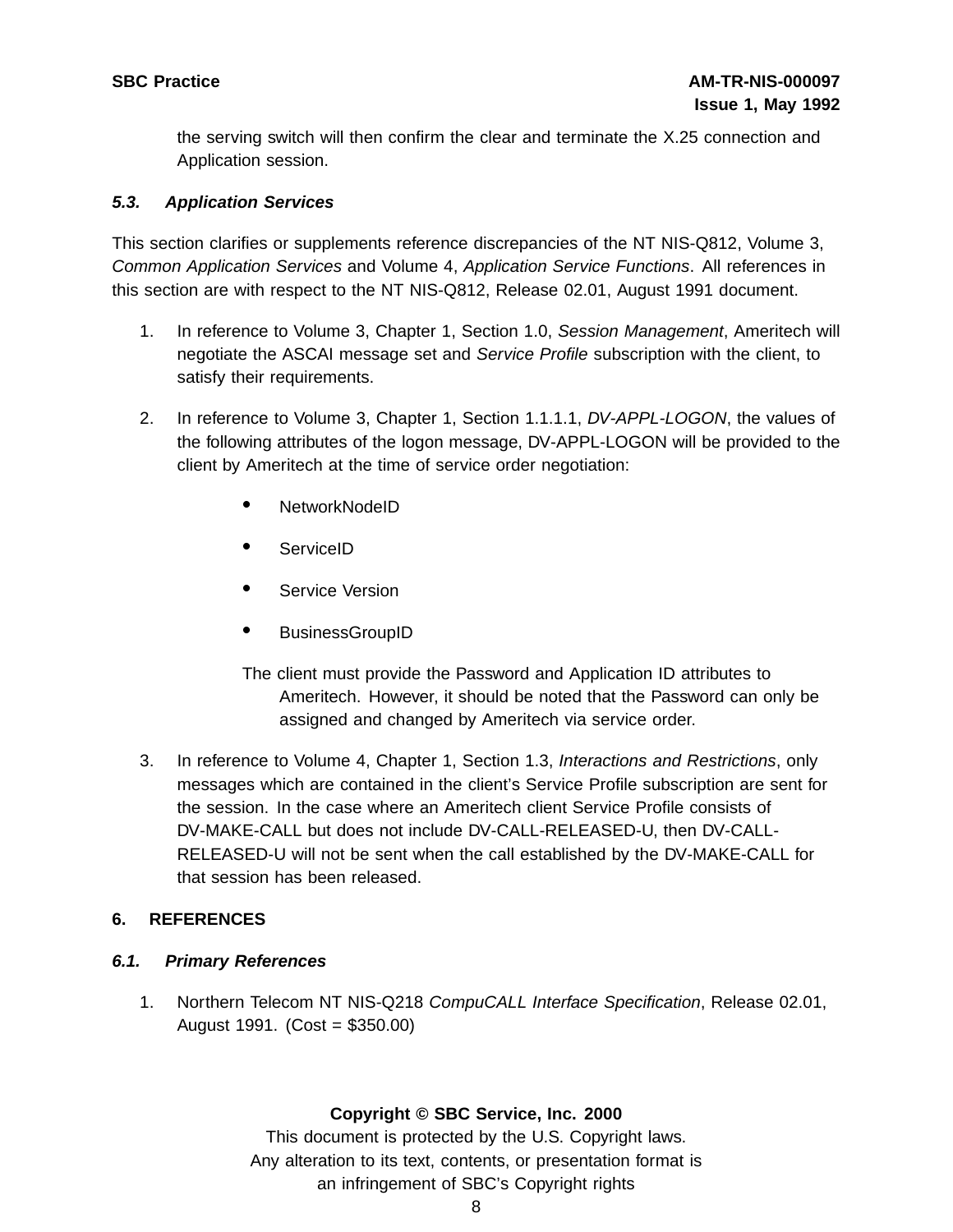the serving switch will then confirm the clear and terminate the X.25 connection and Application session.

### *5.3. Application Services*

This section clarifies or supplements reference discrepancies of the NT NIS-Q812, Volume 3, *Common Application Services* and Volume 4, *Application Service Functions*. All references in this section are with respect to the NT NIS-Q812, Release 02.01, August 1991 document.

1. In reference to Volume 3, Chapter 1, Section 1.0, *Session Management*, Ameritech will negotiate the ASCAI message set and *Service Profile* subscription with the client, to satisfy their requirements.

2. In reference to Volume 3, Chapter 1, Section 1.1.1.1, *DV-APPL-LOGON*, the values of the following attributes of the logon message, DV-APPL-LOGON will be provided to the client by Ameritech at the time of service order negotiation:

   - NetworkNodeID
   - ServiceID
   - Service Version
   - BusinessGroupID

   The client must provide the Password and Application ID attributes to Ameritech. However, it should be noted that the Password can only be assigned and changed by Ameritech via service order.

3. In reference to Volume 4, Chapter 1, Section 1.3, *Interactions and Restrictions*, only messages which are contained in the client's Service Profile subscription are sent for the session. In the case where an Ameritech client Service Profile consists of DV-MAKE-CALL but does not include DV-CALL-RELEASED-U, then DV-CALL-RELEASED-U will not be sent when the call established by the DV-MAKE-CALL for that session has been released.

## 6. REFERENCES

### *6.1. Primary References*

1. Northern Telecom NT NIS-Q218 *CompuCALL Interface Specification*, Release 02.01, August 1991. (Cost = $350.00)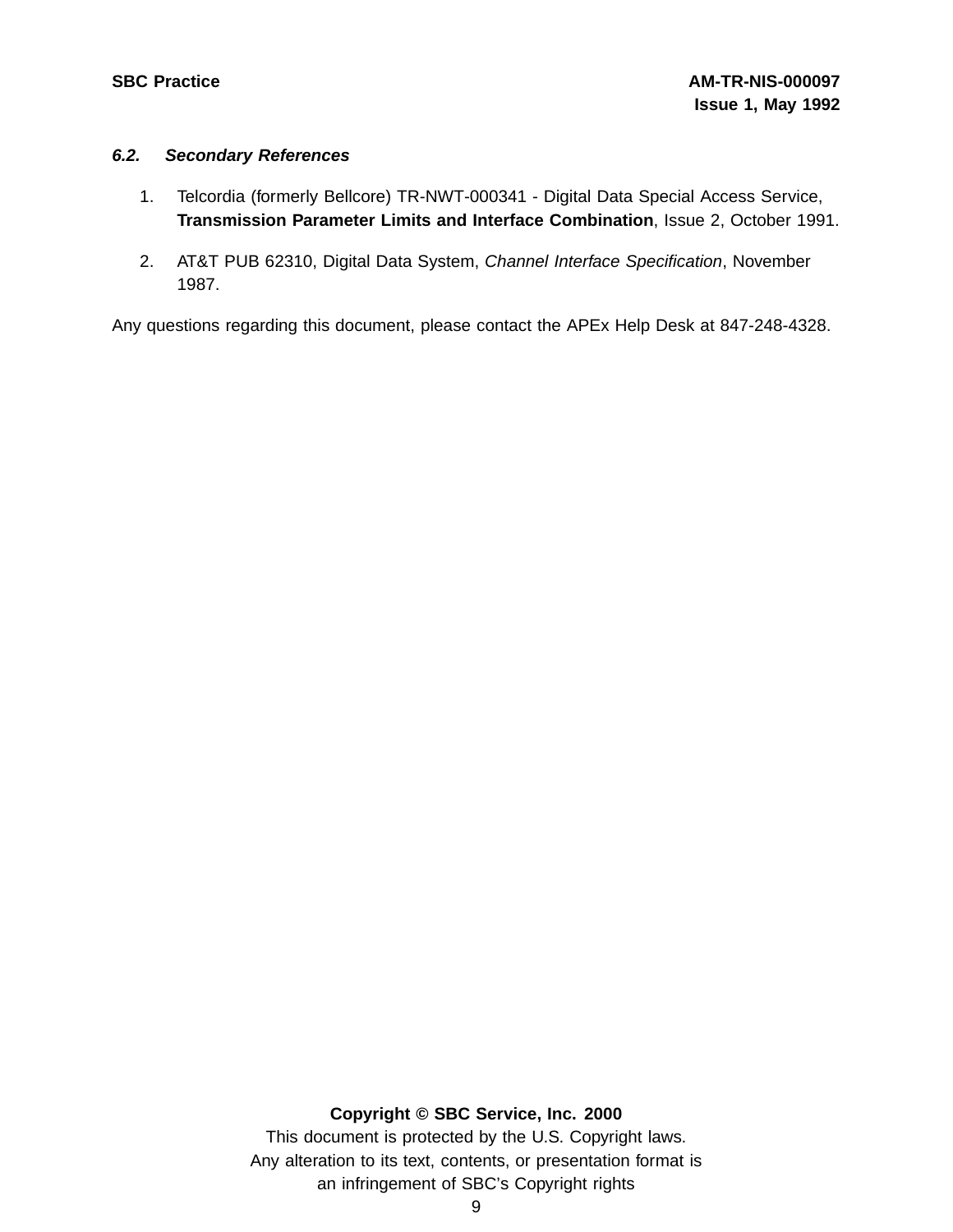### *6.2. Secondary References*

1. Telcordia (formerly Bellcore) TR-NWT-000341 - Digital Data Special Access Service, **Transmission Parameter Limits and Interface Combination**, Issue 2, October 1991.

2. AT&T PUB 62310, Digital Data System, *Channel Interface Specification*, November 1987.

Any questions regarding this document, please contact the APEx Help Desk at 847-248-4328.